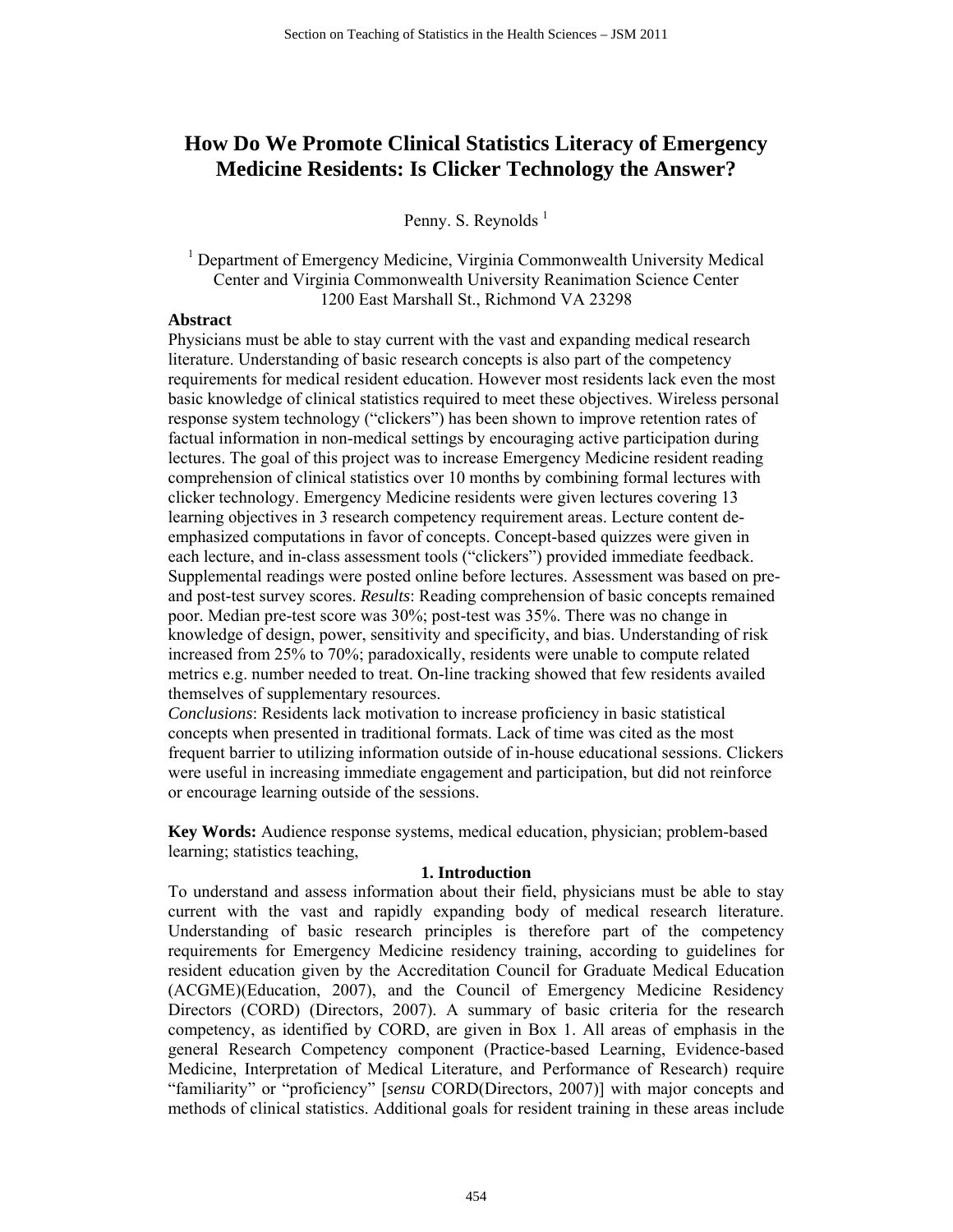# How Do We Promote Clinical Statistics Literacy of Emergency Medicine Residents: Is Clicker Technology the Answer?

Penny. S. Reynolds [1]

[1] Department of Emergency Medicine, Virginia Commonwealth University Medical Center and Virginia Commonwealth University Reanimation Science Center
1200 East Marshall St., Richmond VA 23298

**Abstract**

Physicians must be able to stay current with the vast and expanding medical research literature. Understanding of basic research concepts is also part of the competency requirements for medical resident education. However most residents lack even the most basic knowledge of clinical statistics required to meet these objectives. Wireless personal response system technology ("clickers") has been shown to improve retention rates of factual information in non-medical settings by encouraging active participation during lectures. The goal of this project was to increase Emergency Medicine resident reading comprehension of clinical statistics over 10 months by combining formal lectures with clicker technology. Emergency Medicine residents were given lectures covering 13 learning objectives in 3 research competency requirement areas. Lecture content de-emphasized computations in favor of concepts. Concept-based quizzes were given in each lecture, and in-class assessment tools ("clickers") provided immediate feedback. Supplemental readings were posted online before lectures. Assessment was based on pre- and post-test survey scores. *Results*: Reading comprehension of basic concepts remained poor. Median pre-test score was 30%; post-test was 35%. There was no change in knowledge of design, power, sensitivity and specificity, and bias. Understanding of risk increased from 25% to 70%; paradoxically, residents were unable to compute related metrics e.g. number needed to treat. On-line tracking showed that few residents availed themselves of supplementary resources.

*Conclusions*: Residents lack motivation to increase proficiency in basic statistical concepts when presented in traditional formats. Lack of time was cited as the most frequent barrier to utilizing information outside of in-house educational sessions. Clickers were useful in increasing immediate engagement and participation, but did not reinforce or encourage learning outside of the sessions.

**Key Words:** Audience response systems, medical education, physician; problem-based learning; statistics teaching,

## 1. Introduction

To understand and assess information about their field, physicians must be able to stay current with the vast and rapidly expanding body of medical research literature. Understanding of basic research principles is therefore part of the competency requirements for Emergency Medicine residency training, according to guidelines for resident education given by the Accreditation Council for Graduate Medical Education (ACGME)(Education, 2007), and the Council of Emergency Medicine Residency Directors (CORD) (Directors, 2007). A summary of basic criteria for the research competency, as identified by CORD, are given in Box 1. All areas of emphasis in the general Research Competency component (Practice-based Learning, Evidence-based Medicine, Interpretation of Medical Literature, and Performance of Research) require "familiarity" or "proficiency" [*sensu* CORD(Directors, 2007)] with major concepts and methods of clinical statistics. Additional goals for resident training in these areas include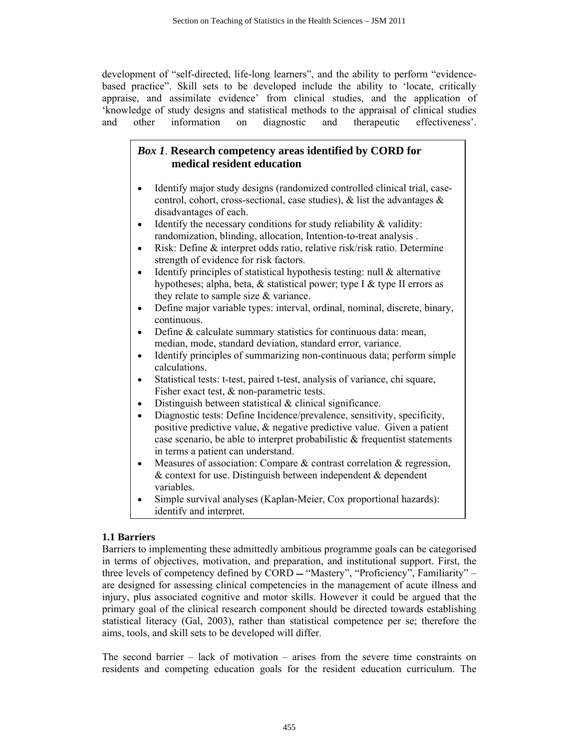development of "self-directed, life-long learners", and the ability to perform "evidence-based practice". Skill sets to be developed include the ability to 'locate, critically appraise, and assimilate evidence' from clinical studies, and the application of 'knowledge of study designs and statistical methods to the appraisal of clinical studies and other information on diagnostic and therapeutic effectiveness'.

***Box 1*. Research competency areas identified by CORD for medical resident education**

- Identify major study designs (randomized controlled clinical trial, case-control, cohort, cross-sectional, case studies), & list the advantages & disadvantages of each.
- Identify the necessary conditions for study reliability & validity: randomization, blinding, allocation, Intention-to-treat analysis .
- Risk: Define & interpret odds ratio, relative risk/risk ratio. Determine strength of evidence for risk factors.
- Identify principles of statistical hypothesis testing: null & alternative hypotheses; alpha, beta, & statistical power; type I & type II errors as they relate to sample size & variance.
- Define major variable types: interval, ordinal, nominal, discrete, binary, continuous.
- Define & calculate summary statistics for continuous data: mean, median, mode, standard deviation, standard error, variance.
- Identify principles of summarizing non-continuous data; perform simple calculations.
- Statistical tests: t-test, paired t-test, analysis of variance, chi square, Fisher exact test, & non-parametric tests.
- Distinguish between statistical & clinical significance.
- Diagnostic tests: Define Incidence/prevalence, sensitivity, specificity, positive predictive value, & negative predictive value. Given a patient case scenario, be able to interpret probabilistic & frequentist statements in terms a patient can understand.
- Measures of association: Compare & contrast correlation & regression, & context for use. Distinguish between independent & dependent variables.
- Simple survival analyses (Kaplan-Meier, Cox proportional hazards): identify and interpret.

### 1.1 Barriers

Barriers to implementing these admittedly ambitious programme goals can be categorised in terms of objectives, motivation, and preparation, and institutional support. First, the three levels of competency defined by CORD — "Mastery", "Proficiency", Familiarity" – are designed for assessing clinical competencies in the management of acute illness and injury, plus associated cognitive and motor skills. However it could be argued that the primary goal of the clinical research component should be directed towards establishing statistical literacy (Gal, 2003), rather than statistical competence per se; therefore the aims, tools, and skill sets to be developed will differ.

The second barrier – lack of motivation – arises from the severe time constraints on residents and competing education goals for the resident education curriculum. The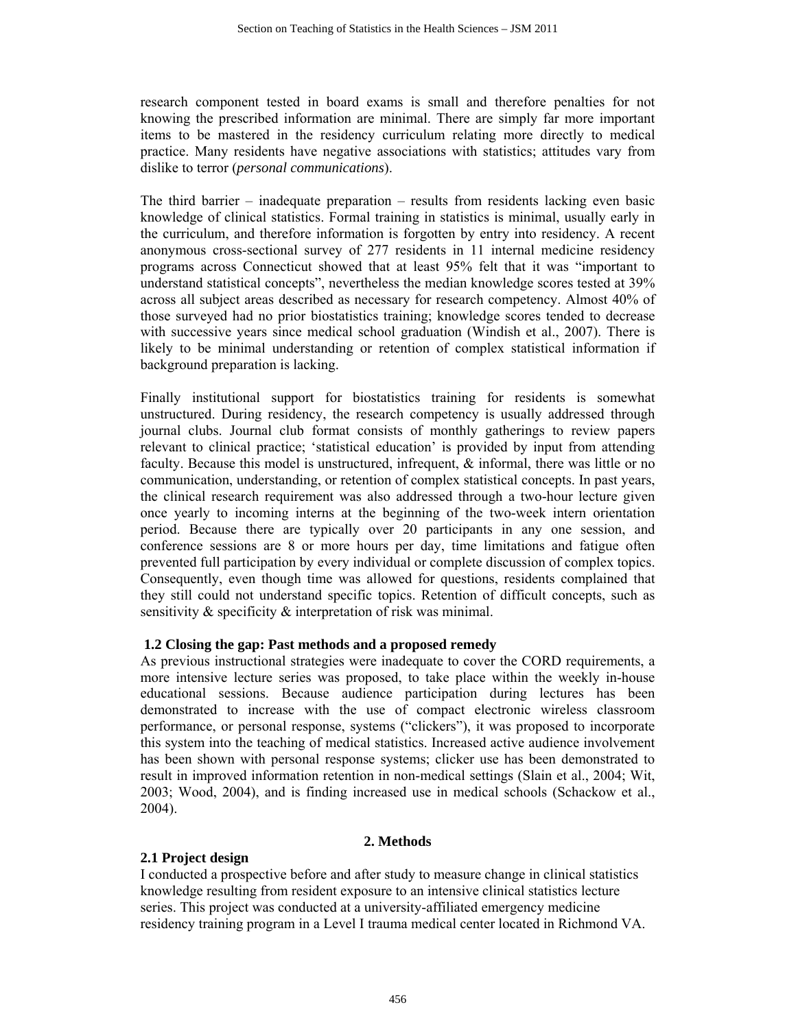research component tested in board exams is small and therefore penalties for not knowing the prescribed information are minimal. There are simply far more important items to be mastered in the residency curriculum relating more directly to medical practice. Many residents have negative associations with statistics; attitudes vary from dislike to terror (*personal communications*).

The third barrier – inadequate preparation – results from residents lacking even basic knowledge of clinical statistics. Formal training in statistics is minimal, usually early in the curriculum, and therefore information is forgotten by entry into residency. A recent anonymous cross-sectional survey of 277 residents in 11 internal medicine residency programs across Connecticut showed that at least 95% felt that it was "important to understand statistical concepts", nevertheless the median knowledge scores tested at 39% across all subject areas described as necessary for research competency. Almost 40% of those surveyed had no prior biostatistics training; knowledge scores tended to decrease with successive years since medical school graduation (Windish et al., 2007). There is likely to be minimal understanding or retention of complex statistical information if background preparation is lacking.

Finally institutional support for biostatistics training for residents is somewhat unstructured. During residency, the research competency is usually addressed through journal clubs. Journal club format consists of monthly gatherings to review papers relevant to clinical practice; 'statistical education' is provided by input from attending faculty. Because this model is unstructured, infrequent, & informal, there was little or no communication, understanding, or retention of complex statistical concepts. In past years, the clinical research requirement was also addressed through a two-hour lecture given once yearly to incoming interns at the beginning of the two-week intern orientation period. Because there are typically over 20 participants in any one session, and conference sessions are 8 or more hours per day, time limitations and fatigue often prevented full participation by every individual or complete discussion of complex topics. Consequently, even though time was allowed for questions, residents complained that they still could not understand specific topics. Retention of difficult concepts, such as sensitivity & specificity & interpretation of risk was minimal.

### 1.2 Closing the gap: Past methods and a proposed remedy

As previous instructional strategies were inadequate to cover the CORD requirements, a more intensive lecture series was proposed, to take place within the weekly in-house educational sessions. Because audience participation during lectures has been demonstrated to increase with the use of compact electronic wireless classroom performance, or personal response, systems ("clickers"), it was proposed to incorporate this system into the teaching of medical statistics. Increased active audience involvement has been shown with personal response systems; clicker use has been demonstrated to result in improved information retention in non-medical settings (Slain et al., 2004; Wit, 2003; Wood, 2004), and is finding increased use in medical schools (Schackow et al., 2004).

## 2. Methods

### 2.1 Project design

I conducted a prospective before and after study to measure change in clinical statistics knowledge resulting from resident exposure to an intensive clinical statistics lecture series. This project was conducted at a university-affiliated emergency medicine residency training program in a Level I trauma medical center located in Richmond VA.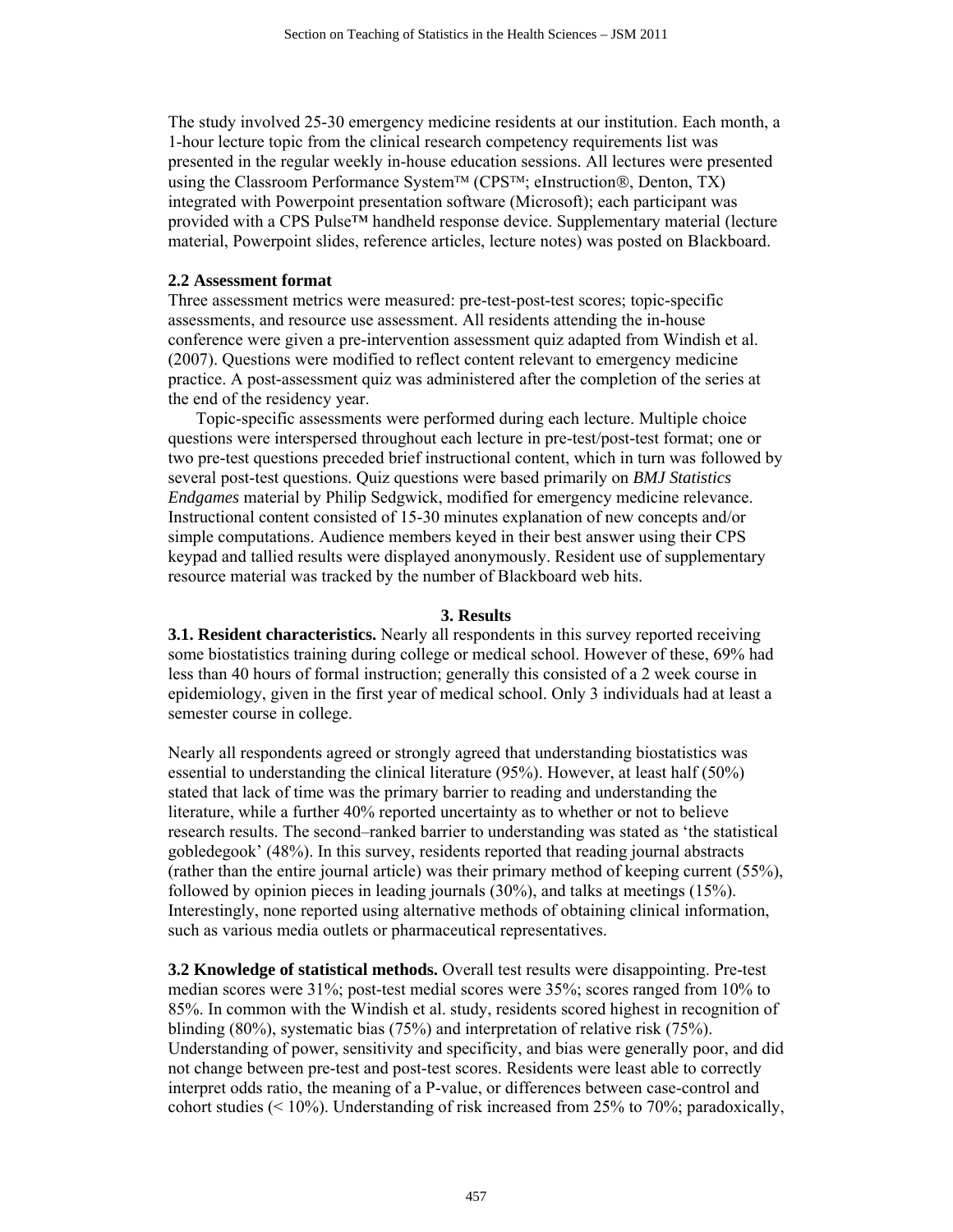The study involved 25-30 emergency medicine residents at our institution. Each month, a 1-hour lecture topic from the clinical research competency requirements list was presented in the regular weekly in-house education sessions. All lectures were presented using the Classroom Performance System™ (CPS™; eInstruction®, Denton, TX) integrated with Powerpoint presentation software (Microsoft); each participant was provided with a CPS Pulse™ handheld response device. Supplementary material (lecture material, Powerpoint slides, reference articles, lecture notes) was posted on Blackboard.

### 2.2 Assessment format

Three assessment metrics were measured: pre-test-post-test scores; topic-specific assessments, and resource use assessment. All residents attending the in-house conference were given a pre-intervention assessment quiz adapted from Windish et al. (2007). Questions were modified to reflect content relevant to emergency medicine practice. A post-assessment quiz was administered after the completion of the series at the end of the residency year.

Topic-specific assessments were performed during each lecture. Multiple choice questions were interspersed throughout each lecture in pre-test/post-test format; one or two pre-test questions preceded brief instructional content, which in turn was followed by several post-test questions. Quiz questions were based primarily on *BMJ Statistics Endgames* material by Philip Sedgwick, modified for emergency medicine relevance. Instructional content consisted of 15-30 minutes explanation of new concepts and/or simple computations. Audience members keyed in their best answer using their CPS keypad and tallied results were displayed anonymously. Resident use of supplementary resource material was tracked by the number of Blackboard web hits.

## 3. Results

**3.1. Resident characteristics.** Nearly all respondents in this survey reported receiving some biostatistics training during college or medical school. However of these, 69% had less than 40 hours of formal instruction; generally this consisted of a 2 week course in epidemiology, given in the first year of medical school. Only 3 individuals had at least a semester course in college.

Nearly all respondents agreed or strongly agreed that understanding biostatistics was essential to understanding the clinical literature (95%). However, at least half (50%) stated that lack of time was the primary barrier to reading and understanding the literature, while a further 40% reported uncertainty as to whether or not to believe research results. The second–ranked barrier to understanding was stated as 'the statistical gobledegook' (48%). In this survey, residents reported that reading journal abstracts (rather than the entire journal article) was their primary method of keeping current (55%), followed by opinion pieces in leading journals (30%), and talks at meetings (15%). Interestingly, none reported using alternative methods of obtaining clinical information, such as various media outlets or pharmaceutical representatives.

**3.2 Knowledge of statistical methods.** Overall test results were disappointing. Pre-test median scores were 31%; post-test medial scores were 35%; scores ranged from 10% to 85%. In common with the Windish et al. study, residents scored highest in recognition of blinding (80%), systematic bias (75%) and interpretation of relative risk (75%). Understanding of power, sensitivity and specificity, and bias were generally poor, and did not change between pre-test and post-test scores. Residents were least able to correctly interpret odds ratio, the meaning of a P-value, or differences between case-control and cohort studies (< 10%). Understanding of risk increased from 25% to 70%; paradoxically,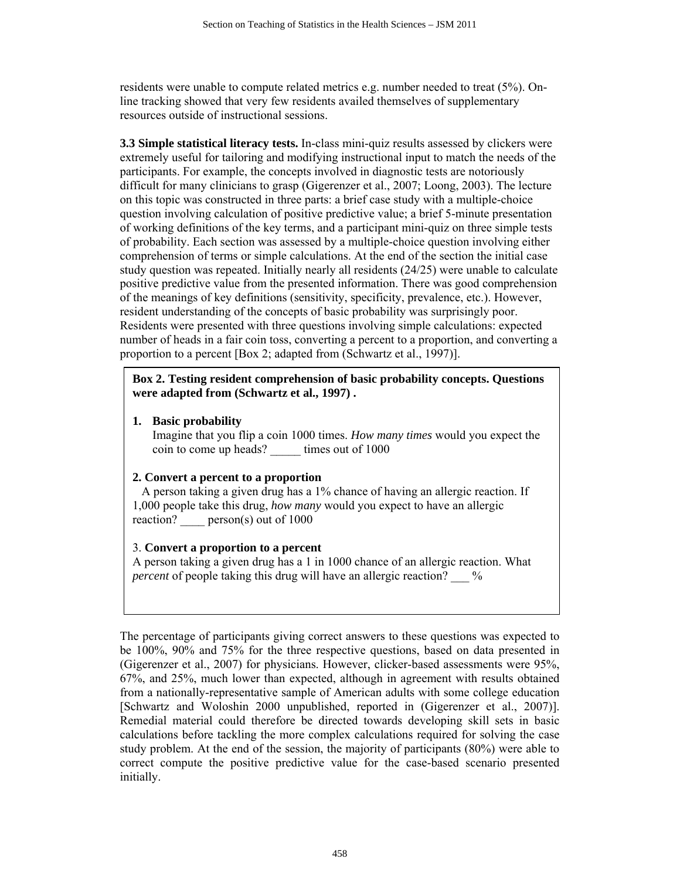residents were unable to compute related metrics e.g. number needed to treat (5%). On-line tracking showed that very few residents availed themselves of supplementary resources outside of instructional sessions.

**3.3 Simple statistical literacy tests.** In-class mini-quiz results assessed by clickers were extremely useful for tailoring and modifying instructional input to match the needs of the participants. For example, the concepts involved in diagnostic tests are notoriously difficult for many clinicians to grasp (Gigerenzer et al., 2007; Loong, 2003). The lecture on this topic was constructed in three parts: a brief case study with a multiple-choice question involving calculation of positive predictive value; a brief 5-minute presentation of working definitions of the key terms, and a participant mini-quiz on three simple tests of probability. Each section was assessed by a multiple-choice question involving either comprehension of terms or simple calculations. At the end of the section the initial case study question was repeated. Initially nearly all residents (24/25) were unable to calculate positive predictive value from the presented information. There was good comprehension of the meanings of key definitions (sensitivity, specificity, prevalence, etc.). However, resident understanding of the concepts of basic probability was surprisingly poor. Residents were presented with three questions involving simple calculations: expected number of heads in a fair coin toss, converting a percent to a proportion, and converting a proportion to a percent [Box 2; adapted from (Schwartz et al., 1997)].

> **Box 2. Testing resident comprehension of basic probability concepts. Questions were adapted from (Schwartz et al., 1997) .**
>
> **1. Basic probability**
> Imagine that you flip a coin 1000 times. *How many times* would you expect the coin to come up heads? _____ times out of 1000
>
> **2. Convert a percent to a proportion**
> A person taking a given drug has a 1% chance of having an allergic reaction. If 1,000 people take this drug, *how many* would you expect to have an allergic reaction? ____ person(s) out of 1000
>
> 3. **Convert a proportion to a percent**
> A person taking a given drug has a 1 in 1000 chance of an allergic reaction. What *percent* of people taking this drug will have an allergic reaction? ___ %

The percentage of participants giving correct answers to these questions was expected to be 100%, 90% and 75% for the three respective questions, based on data presented in (Gigerenzer et al., 2007) for physicians. However, clicker-based assessments were 95%, 67%, and 25%, much lower than expected, although in agreement with results obtained from a nationally-representative sample of American adults with some college education [Schwartz and Woloshin 2000 unpublished, reported in (Gigerenzer et al., 2007)]. Remedial material could therefore be directed towards developing skill sets in basic calculations before tackling the more complex calculations required for solving the case study problem. At the end of the session, the majority of participants (80%) were able to correct compute the positive predictive value for the case-based scenario presented initially.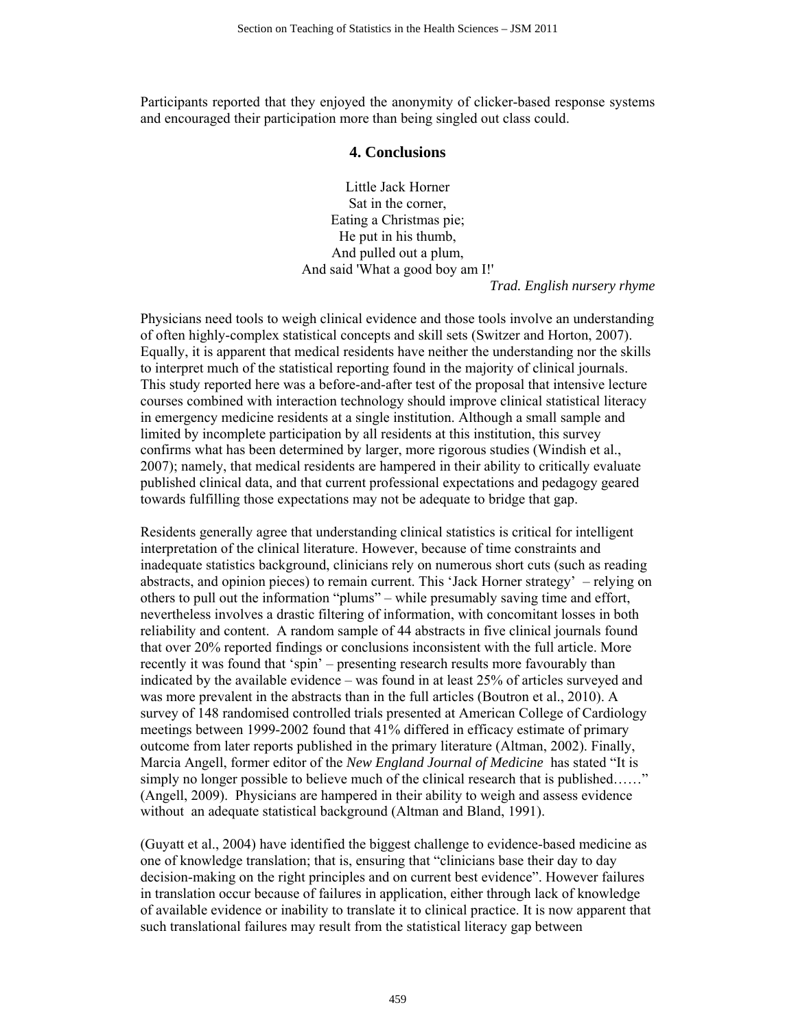Participants reported that they enjoyed the anonymity of clicker-based response systems and encouraged their participation more than being singled out class could.

## 4. Conclusions

Little Jack Horner  
Sat in the corner,  
Eating a Christmas pie;  
He put in his thumb,  
And pulled out a plum,  
And said 'What a good boy am I!'

*Trad. English nursery rhyme*

Physicians need tools to weigh clinical evidence and those tools involve an understanding of often highly-complex statistical concepts and skill sets (Switzer and Horton, 2007). Equally, it is apparent that medical residents have neither the understanding nor the skills to interpret much of the statistical reporting found in the majority of clinical journals. This study reported here was a before-and-after test of the proposal that intensive lecture courses combined with interaction technology should improve clinical statistical literacy in emergency medicine residents at a single institution. Although a small sample and limited by incomplete participation by all residents at this institution, this survey confirms what has been determined by larger, more rigorous studies (Windish et al., 2007); namely, that medical residents are hampered in their ability to critically evaluate published clinical data, and that current professional expectations and pedagogy geared towards fulfilling those expectations may not be adequate to bridge that gap.

Residents generally agree that understanding clinical statistics is critical for intelligent interpretation of the clinical literature. However, because of time constraints and inadequate statistics background, clinicians rely on numerous short cuts (such as reading abstracts, and opinion pieces) to remain current. This 'Jack Horner strategy' – relying on others to pull out the information "plums" – while presumably saving time and effort, nevertheless involves a drastic filtering of information, with concomitant losses in both reliability and content. A random sample of 44 abstracts in five clinical journals found that over 20% reported findings or conclusions inconsistent with the full article. More recently it was found that 'spin' – presenting research results more favourably than indicated by the available evidence – was found in at least 25% of articles surveyed and was more prevalent in the abstracts than in the full articles (Boutron et al., 2010). A survey of 148 randomised controlled trials presented at American College of Cardiology meetings between 1999-2002 found that 41% differed in efficacy estimate of primary outcome from later reports published in the primary literature (Altman, 2002). Finally, Marcia Angell, former editor of the *New England Journal of Medicine* has stated "It is simply no longer possible to believe much of the clinical research that is published……" (Angell, 2009). Physicians are hampered in their ability to weigh and assess evidence without an adequate statistical background (Altman and Bland, 1991).

(Guyatt et al., 2004) have identified the biggest challenge to evidence-based medicine as one of knowledge translation; that is, ensuring that "clinicians base their day to day decision-making on the right principles and on current best evidence". However failures in translation occur because of failures in application, either through lack of knowledge of available evidence or inability to translate it to clinical practice. It is now apparent that such translational failures may result from the statistical literacy gap between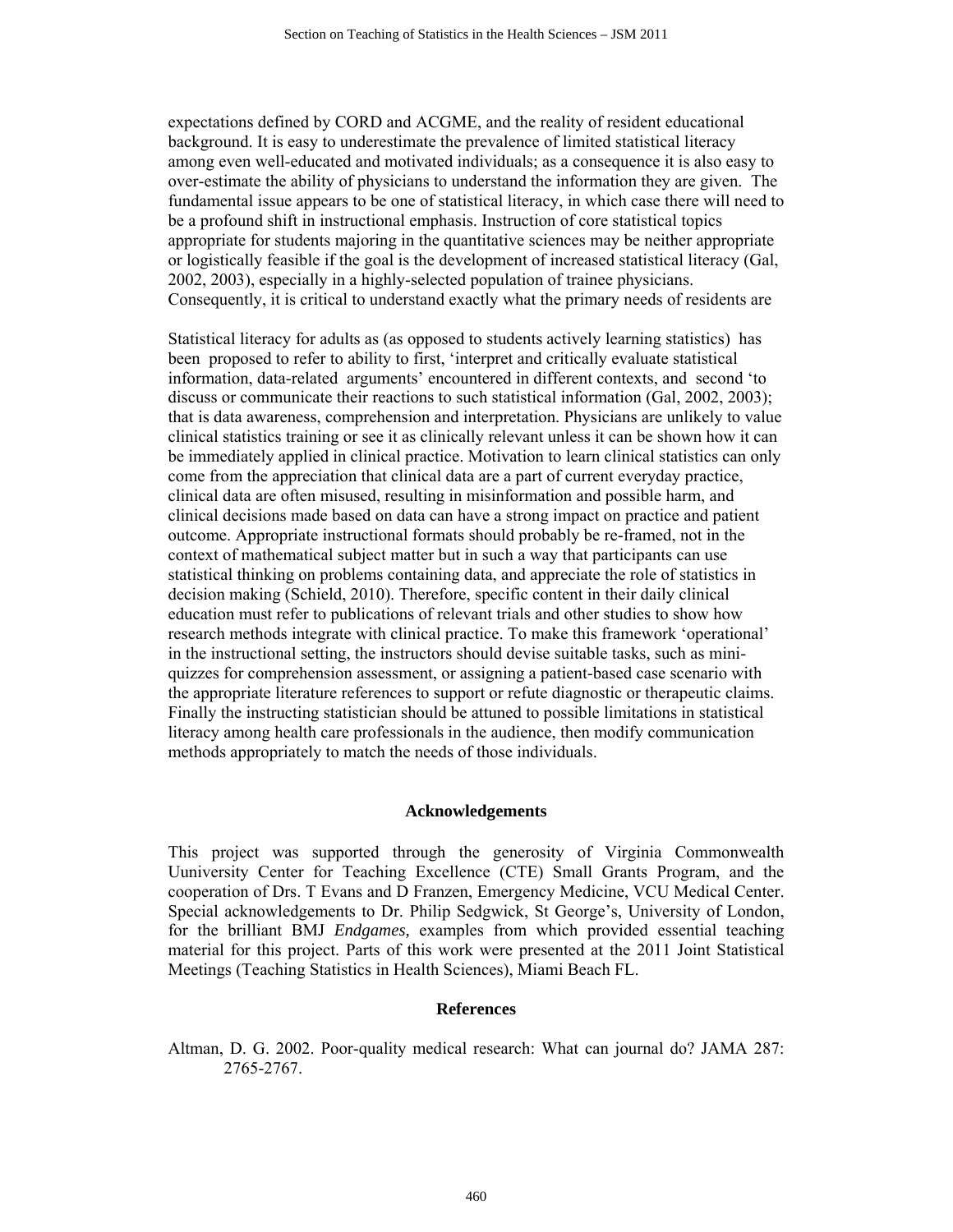expectations defined by CORD and ACGME, and the reality of resident educational background. It is easy to underestimate the prevalence of limited statistical literacy among even well-educated and motivated individuals; as a consequence it is also easy to over-estimate the ability of physicians to understand the information they are given. The fundamental issue appears to be one of statistical literacy, in which case there will need to be a profound shift in instructional emphasis. Instruction of core statistical topics appropriate for students majoring in the quantitative sciences may be neither appropriate or logistically feasible if the goal is the development of increased statistical literacy (Gal, 2002, 2003), especially in a highly-selected population of trainee physicians. Consequently, it is critical to understand exactly what the primary needs of residents are

Statistical literacy for adults as (as opposed to students actively learning statistics) has been proposed to refer to ability to first, 'interpret and critically evaluate statistical information, data-related arguments' encountered in different contexts, and second 'to discuss or communicate their reactions to such statistical information (Gal, 2002, 2003); that is data awareness, comprehension and interpretation. Physicians are unlikely to value clinical statistics training or see it as clinically relevant unless it can be shown how it can be immediately applied in clinical practice. Motivation to learn clinical statistics can only come from the appreciation that clinical data are a part of current everyday practice, clinical data are often misused, resulting in misinformation and possible harm, and clinical decisions made based on data can have a strong impact on practice and patient outcome. Appropriate instructional formats should probably be re-framed, not in the context of mathematical subject matter but in such a way that participants can use statistical thinking on problems containing data, and appreciate the role of statistics in decision making (Schield, 2010). Therefore, specific content in their daily clinical education must refer to publications of relevant trials and other studies to show how research methods integrate with clinical practice. To make this framework 'operational' in the instructional setting, the instructors should devise suitable tasks, such as mini-quizzes for comprehension assessment, or assigning a patient-based case scenario with the appropriate literature references to support or refute diagnostic or therapeutic claims. Finally the instructing statistician should be attuned to possible limitations in statistical literacy among health care professionals in the audience, then modify communication methods appropriately to match the needs of those individuals.

## Acknowledgements

This project was supported through the generosity of Virginia Commonwealth Uuniversity Center for Teaching Excellence (CTE) Small Grants Program, and the cooperation of Drs. T Evans and D Franzen, Emergency Medicine, VCU Medical Center. Special acknowledgements to Dr. Philip Sedgwick, St George's, University of London, for the brilliant BMJ *Endgames,* examples from which provided essential teaching material for this project. Parts of this work were presented at the 2011 Joint Statistical Meetings (Teaching Statistics in Health Sciences), Miami Beach FL.

## References

Altman, D. G. 2002. Poor-quality medical research: What can journal do? JAMA 287: 2765-2767.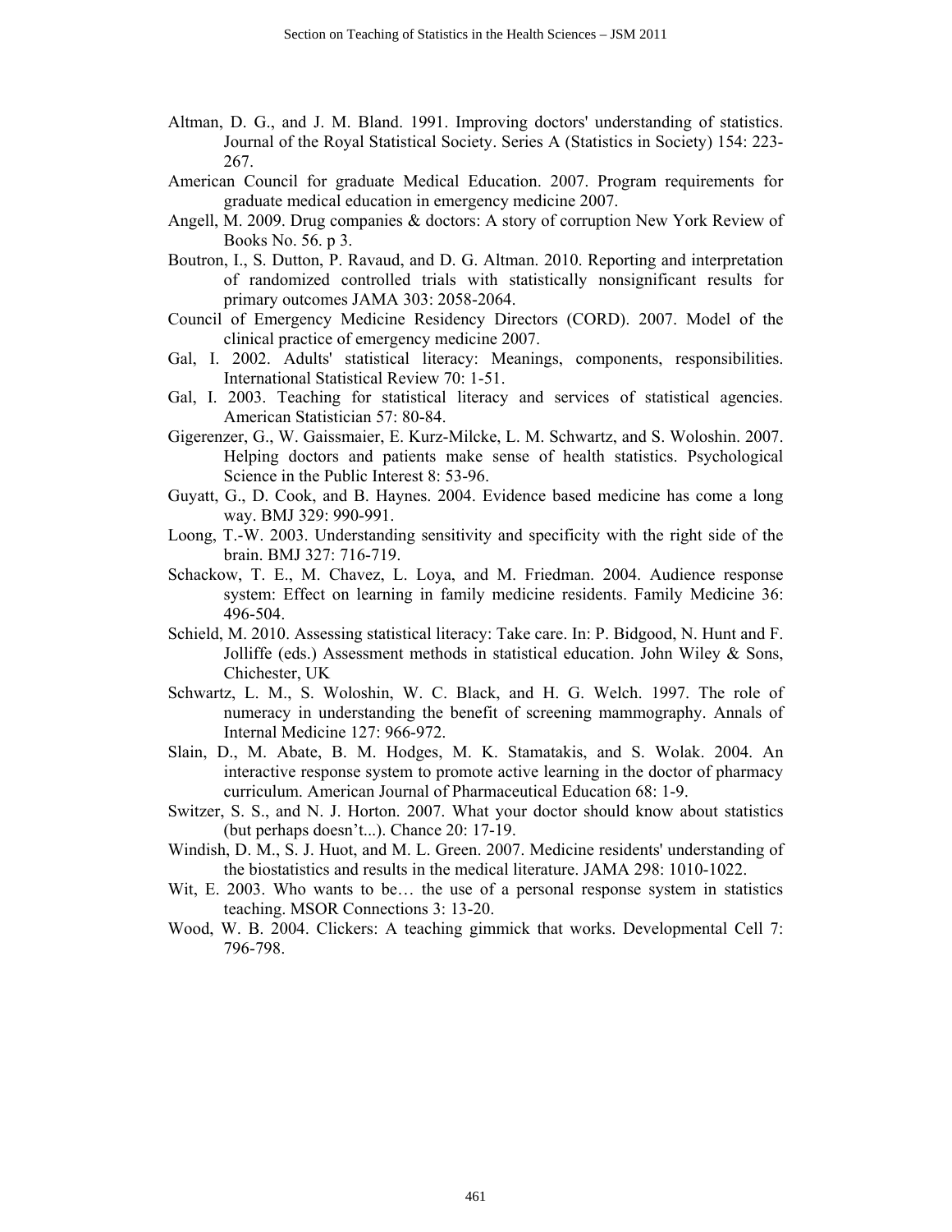Altman, D. G., and J. M. Bland. 1991. Improving doctors' understanding of statistics. Journal of the Royal Statistical Society. Series A (Statistics in Society) 154: 223-267.

American Council for graduate Medical Education. 2007. Program requirements for graduate medical education in emergency medicine 2007.

Angell, M. 2009. Drug companies & doctors: A story of corruption New York Review of Books No. 56. p 3.

Boutron, I., S. Dutton, P. Ravaud, and D. G. Altman. 2010. Reporting and interpretation of randomized controlled trials with statistically nonsignificant results for primary outcomes JAMA 303: 2058-2064.

Council of Emergency Medicine Residency Directors (CORD). 2007. Model of the clinical practice of emergency medicine 2007.

Gal, I. 2002. Adults' statistical literacy: Meanings, components, responsibilities. International Statistical Review 70: 1-51.

Gal, I. 2003. Teaching for statistical literacy and services of statistical agencies. American Statistician 57: 80-84.

Gigerenzer, G., W. Gaissmaier, E. Kurz-Milcke, L. M. Schwartz, and S. Woloshin. 2007. Helping doctors and patients make sense of health statistics. Psychological Science in the Public Interest 8: 53-96.

Guyatt, G., D. Cook, and B. Haynes. 2004. Evidence based medicine has come a long way. BMJ 329: 990-991.

Loong, T.-W. 2003. Understanding sensitivity and specificity with the right side of the brain. BMJ 327: 716-719.

Schackow, T. E., M. Chavez, L. Loya, and M. Friedman. 2004. Audience response system: Effect on learning in family medicine residents. Family Medicine 36: 496-504.

Schield, M. 2010. Assessing statistical literacy: Take care. In: P. Bidgood, N. Hunt and F. Jolliffe (eds.) Assessment methods in statistical education. John Wiley & Sons, Chichester, UK

Schwartz, L. M., S. Woloshin, W. C. Black, and H. G. Welch. 1997. The role of numeracy in understanding the benefit of screening mammography. Annals of Internal Medicine 127: 966-972.

Slain, D., M. Abate, B. M. Hodges, M. K. Stamatakis, and S. Wolak. 2004. An interactive response system to promote active learning in the doctor of pharmacy curriculum. American Journal of Pharmaceutical Education 68: 1-9.

Switzer, S. S., and N. J. Horton. 2007. What your doctor should know about statistics (but perhaps doesn't...). Chance 20: 17-19.

Windish, D. M., S. J. Huot, and M. L. Green. 2007. Medicine residents' understanding of the biostatistics and results in the medical literature. JAMA 298: 1010-1022.

Wit, E. 2003. Who wants to be… the use of a personal response system in statistics teaching. MSOR Connections 3: 13-20.

Wood, W. B. 2004. Clickers: A teaching gimmick that works. Developmental Cell 7: 796-798.